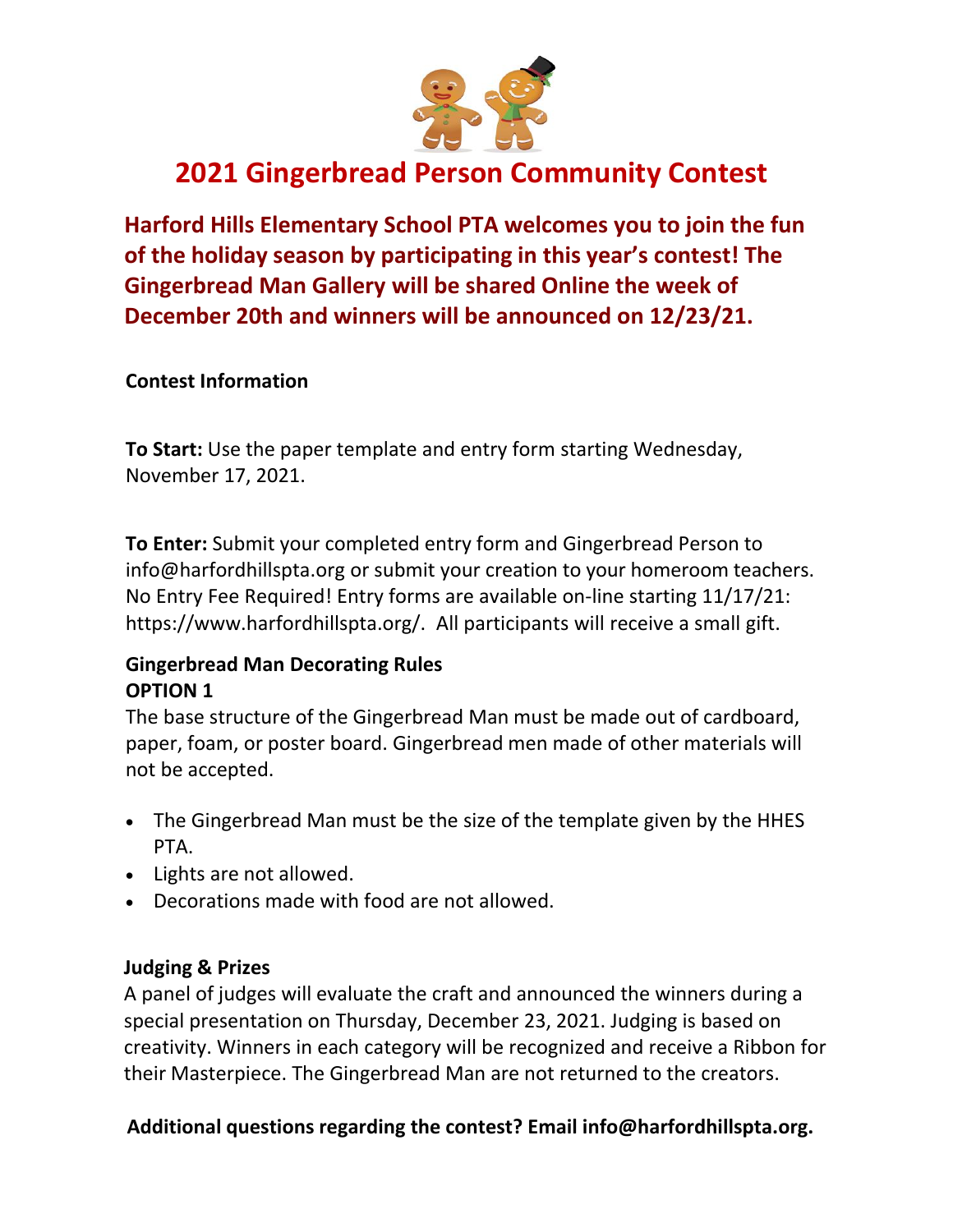# 2021 Gingerbread Person Community Contest

**Harford Hills Elementary School PTA welcomes you to join the fun of the holiday season by participating in this year's contest! The Gingerbread Man Gallery will be shared Online the week of December 20th and winners will be announced on 12/23/21.**

**Contest Information**

**To Start:** Use the paper template and entry form starting Wednesday, November 17, 2021.

**To Enter:** Submit your completed entry form and Gingerbread Person to info@harfordhillspta.org or submit your creation to your homeroom teachers. No Entry Fee Required! Entry forms are available on-line starting 11/17/21: https://www.harfordhillspta.org/. All participants will receive a small gift.

**Gingerbread Man Decorating Rules**
**OPTION 1**
The base structure of the Gingerbread Man must be made out of cardboard, paper, foam, or poster board. Gingerbread men made of other materials will not be accepted.

- The Gingerbread Man must be the size of the template given by the HHES PTA.
- Lights are not allowed.
- Decorations made with food are not allowed.

**Judging & Prizes**
A panel of judges will evaluate the craft and announced the winners during a special presentation on Thursday, December 23, 2021. Judging is based on creativity. Winners in each category will be recognized and receive a Ribbon for their Masterpiece. The Gingerbread Man are not returned to the creators.

**Additional questions regarding the contest? Email info@harfordhillspta.org.**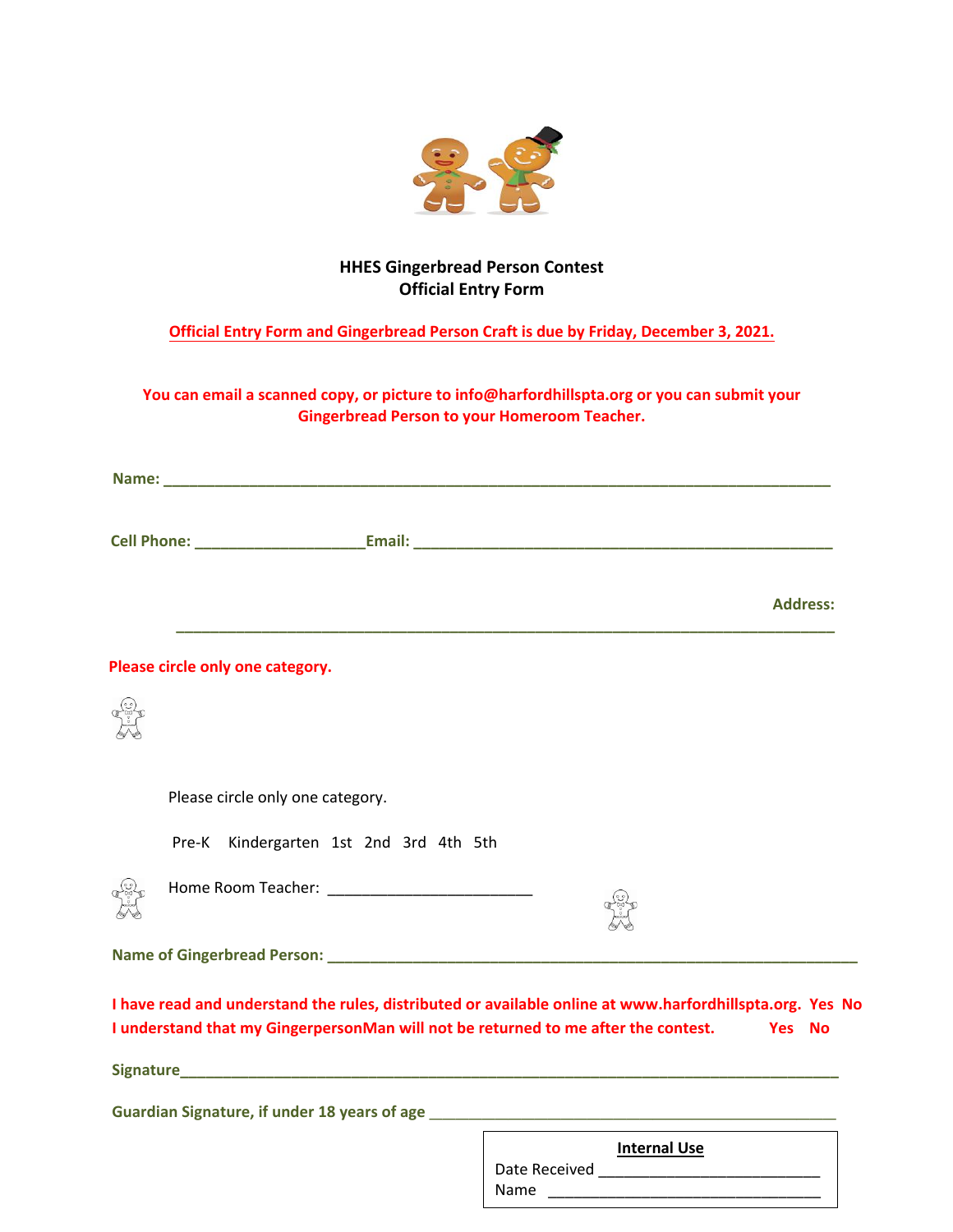**HHES Gingerbread Person Contest**
**Official Entry Form**

**Official Entry Form and Gingerbread Person Craft is due by Friday, December 3, 2021.**

**You can email a scanned copy, or picture to info@harfordhillspta.org or you can submit your Gingerbread Person to your Homeroom Teacher.**

**Name:** ______________________________________________________________________

**Cell Phone:** ___________________ **Email:** _______________________________________________

**Address:** ________________________________________________________________________

**Please circle only one category.**

Please circle only one category.

Pre-K   Kindergarten   1st   2nd   3rd   4th   5th

Home Room Teacher: ________________________

**Name of Gingerbread Person:** ______________________________________________________

**I have read and understand the rules, distributed or available online at www.harfordhillspta.org. Yes No**

**I understand that my GingerpersonMan will not be returned to me after the contest. Yes No**

**Signature**_____________________________________________________________________

**Guardian Signature, if under 18 years of age** ____________________________________________

**Internal Use**

Date Received __________________________

Name ________________________________